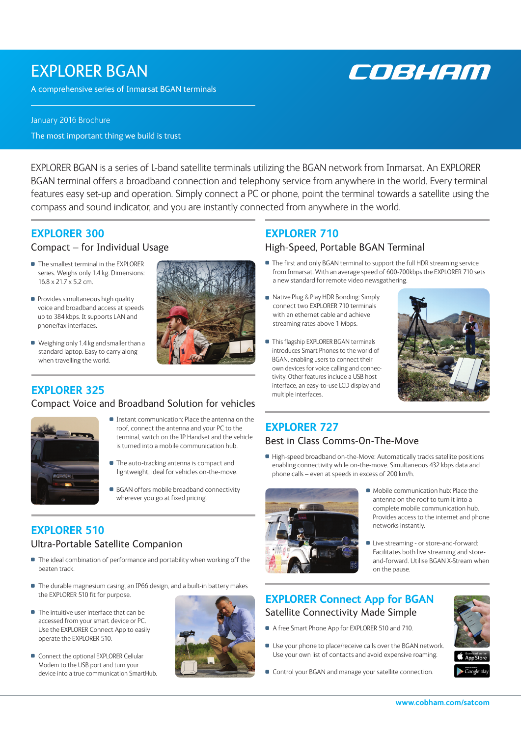# EXPLORER BGAN

A comprehensive series of Inmarsat BGAN terminals

January 2016 Brochure

The most important thing we build is trust

COBHAM

EXPLORER BGAN is a series of L-band satellite terminals utilizing the BGAN network from Inmarsat. An EXPLORER BGAN terminal offers a broadband connection and telephony service from anywhere in the world. Every terminal features easy set-up and operation. Simply connect a PC or phone, point the terminal towards a satellite using the compass and sound indicator, and you are instantly connected from anywhere in the world.

## EXPLORER 300

### Compact – for Individual Usage

- The smallest terminal in the EXPLORER series. Weighs only 1.4 kg. Dimensions: 16.8 x 21.7 x 5.2 cm.
- Provides simultaneous high quality voice and broadband access at speeds up to 384 kbps. It supports LAN and phone/fax interfaces.
- Weighing only 1.4 kg and smaller than a standard laptop. Easy to carry along when travelling the world.

## EXPLORER 325

### Compact Voice and Broadband Solution for vehicles

- Instant communication: Place the antenna on the roof, connect the antenna and your PC to the terminal, switch on the IP Handset and the vehicle is turned into a mobile communication hub.
- The auto-tracking antenna is compact and lightweight, ideal for vehicles on-the-move.
- BGAN offers mobile broadband connectivity wherever you go at fixed pricing.

## EXPLORER 510

### Ultra-Portable Satellite Companion

- The ideal combination of performance and portability when working off the beaten track.
- The durable magnesium casing, an IP66 design, and a built-in battery makes the EXPLORER 510 fit for purpose.
- The intuitive user interface that can be accessed from your smart device or PC. Use the EXPLORER Connect App to easily operate the EXPLORER 510.
- Connect the optional EXPLORER Cellular Modem to the USB port and turn your device into a true communication SmartHub.

## EXPLORER 710

### High-Speed, Portable BGAN Terminal

- The first and only BGAN terminal to support the full HDR streaming service from Inmarsat. With an average speed of 600-700kbps the EXPLORER 710 sets a new standard for remote video newsgathering.
- Native Plug & Play HDR Bonding: Simply connect two EXPLORER 710 terminals with an ethernet cable and achieve streaming rates above 1 Mbps.
- This flagship EXPLORER BGAN terminals introduces Smart Phones to the world of BGAN, enabling users to connect their own devices for voice calling and connectivity. Other features include a USB host interface, an easy-to-use LCD display and multiple interfaces.

## EXPLORER 727

### Best in Class Comms-On-The-Move

- High-speed broadband on-the-Move: Automatically tracks satellite positions enabling connectivity while on-the-move. Simultaneous 432 kbps data and phone calls – even at speeds in excess of 200 km/h.
- Mobile communication hub: Place the antenna on the roof to turn it into a complete mobile communication hub. Provides access to the internet and phone networks instantly.
- Live streaming - or store-and-forward: Facilitates both live streaming and store-and-forward. Utilise BGAN X-Stream when on the pause.

## EXPLORER Connect App for BGAN

### Satellite Connectivity Made Simple

- A free Smart Phone App for EXPLORER 510 and 710.
- Use your phone to place/receive calls over the BGAN network. Use your own list of contacts and avoid expensive roaming.
- Control your BGAN and manage your satellite connection.

Download on the App Store

Get it on Google play

www.cobham.com/satcom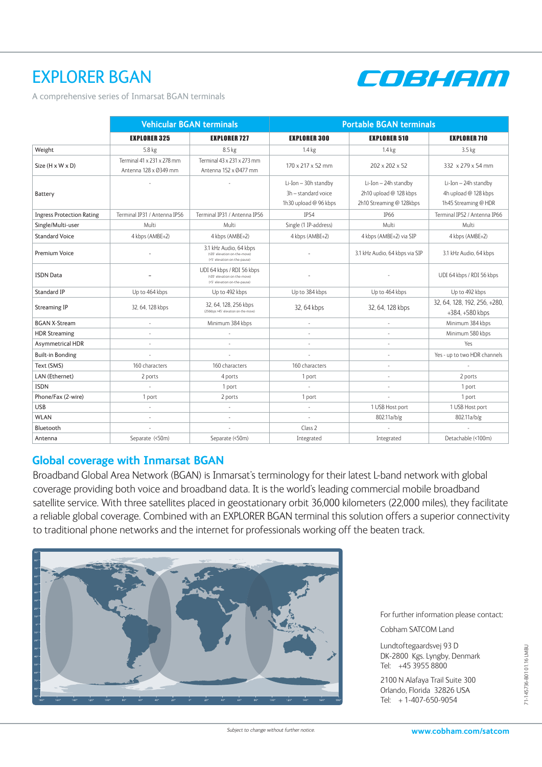# EXPLORER BGAN

A comprehensive series of Inmarsat BGAN terminals

| | Vehicular BGAN terminals | | Portable BGAN terminals | | |
|---|---|---|---|---|---|
| | **EXPLORER 325** | **EXPLORER 727** | **EXPLORER 300** | **EXPLORER 510** | **EXPLORER 710** |
| Weight | 5.8 kg | 8.5 kg | 1.4 kg | 1.4 kg | 3.5 kg |
| Size (H x W x D) | Terminal 41 x 231 x 278 mm Antenna 128 x Ø349 mm | Terminal 43 x 231 x 273 mm Antenna 152 x Ø477 mm | 170 x 217 x 52 mm | 202 x 202 x 52 | 332 x 279 x 54 mm |
| Battery | - | - | Li-Ion – 30h standby 3h – standard voice 1h30 upload @ 96 kbps | Li-Ion – 24h standby 2h10 upload @ 128 kbps 2h10 Streaming @ 128kbps | Li-Ion – 24h standby 4h upload @ 128 kbps 1h45 Streaming @ HDR |
| Ingress Protection Rating | Terminal IP31 / Antenna IP56 | Terminal IP31 / Antenna IP56 | IP54 | IP66 | Terminal IP52 / Antenna IP66 |
| Single/Multi-user | Multi | Multi | Single (1 IP-address) | Multi | Multi |
| Standard Voice | 4 kbps (AMBE+2) | 4 kbps (AMBE+2) | 4 kbps (AMBE+2) | 4 kbps (AMBE+2) via SIP | 4 kbps (AMBE+2) |
| Premium Voice | - | 3.1 kHz Audio, 64 kbps (>20° elevation on-the-move) (>5° elevation on-the-pause) | - | 3.1 kHz Audio, 64 kbps via SIP | 3.1 kHz Audio, 64 kbps |
| ISDN Data | – | UDI 64 kbps / RDI 56 kbps (>20° elevation on-the-move) (>5° elevation on-the-pause) | - | - | UDI 64 kbps / RDI 56 kbps |
| Standard IP | Up to 464 kbps | Up to 492 kbps | Up to 384 kbps | Up to 464 kbps | Up to 492 kbps |
| Streaming IP | 32, 64, 128 kbps | 32, 64, 128, 256 kbps (256kbps >45° elevation on-the-move) | 32, 64 kbps | 32, 64, 128 kbps | 32, 64, 128, 192, 256, +280, +384, +580 kbps |
| BGAN X-Stream | - | Minimum 384 kbps | - | - | Minimum 384 kbps |
| HDR Streaming | - | - | - | - | Minimum 580 kbps |
| Asymmetrical HDR | - | - | - | - | Yes |
| Built-in Bonding | - | - | - | - | Yes - up to two HDR channels |
| Text (SMS) | 160 characters | 160 characters | 160 characters | - | - |
| LAN (Ethernet) | 2 ports | 4 ports | 1 port | - | 2 ports |
| ISDN | - | 1 port | - | - | 1 port |
| Phone/Fax (2-wire) | 1 port | 2 ports | 1 port | - | 1 port |
| USB | - | - | - | 1 USB Host port | 1 USB Host port |
| WLAN | - | - | - | 802.11a/b/g | 802.11a/b/g |
| Bluetooth | - | - | Class 2 | - | - |
| Antenna | Separate (<50m) | Separate (<50m) | Integrated | Integrated | Detachable (<100m) |

## Global coverage with Inmarsat BGAN

Broadband Global Area Network (BGAN) is Inmarsat's terminology for their latest L-band network with global coverage providing both voice and broadband data. It is the world's leading commercial mobile broadband satellite service. With three satellites placed in geostationary orbit 36,000 kilometers (22,000 miles), they facilitate a reliable global coverage. Combined with an EXPLORER BGAN terminal this solution offers a superior connectivity to traditional phone networks and the internet for professionals working off the beaten track.

For further information please contact:

Cobham SATCOM Land

Lundtoftegaardsvej 93 D
DK-2800 Kgs. Lyngby, Denmark
Tel: +45 3955 8800

2100 N Alafaya Trail Suite 300
Orlando, Florida 32826 USA
Tel: + 1-407-650-9054

71-145736-B01 01.16 LMBU

*Subject to change without further notice.*

www.cobham.com/satcom